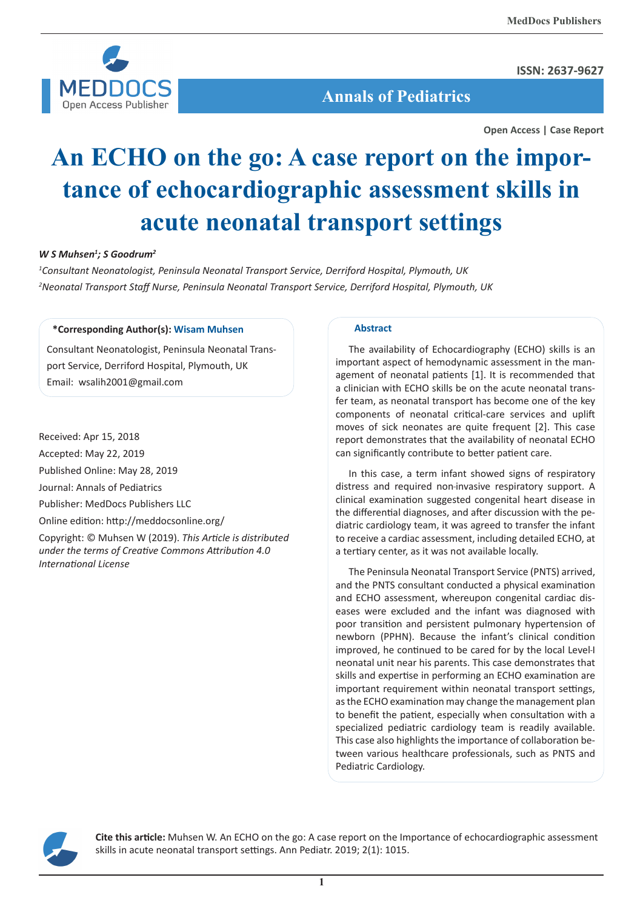Open Access | Case Report

# An ECHO on the go: A case report on the importance of echocardiographic assessment skills in acute neonatal transport settings

*W S Muhsen[1]; S Goodrum[2]*

*[1]Consultant Neonatologist, Peninsula Neonatal Transport Service, Derriford Hospital, Plymouth, UK*

*[2]Neonatal Transport Staff Nurse, Peninsula Neonatal Transport Service, Derriford Hospital, Plymouth, UK*

**\*Corresponding Author(s): Wisam Muhsen**

Consultant Neonatologist, Peninsula Neonatal Transport Service, Derriford Hospital, Plymouth, UK

Email: wsalih2001@gmail.com

Received: Apr 15, 2018

Accepted: May 22, 2019

Published Online: May 28, 2019

Journal: Annals of Pediatrics

Publisher: MedDocs Publishers LLC

Online edition: http://meddocsonline.org/

Copyright: © Muhsen W (2019). *This Article is distributed under the terms of Creative Commons Attribution 4.0 International License*

## Abstract

The availability of Echocardiography (ECHO) skills is an important aspect of hemodynamic assessment in the management of neonatal patients [1]. It is recommended that a clinician with ECHO skills be on the acute neonatal transfer team, as neonatal transport has become one of the key components of neonatal critical-care services and uplift moves of sick neonates are quite frequent [2]. This case report demonstrates that the availability of neonatal ECHO can significantly contribute to better patient care.

In this case, a term infant showed signs of respiratory distress and required non-invasive respiratory support. A clinical examination suggested congenital heart disease in the differential diagnoses, and after discussion with the pediatric cardiology team, it was agreed to transfer the infant to receive a cardiac assessment, including detailed ECHO, at a tertiary center, as it was not available locally.

The Peninsula Neonatal Transport Service (PNTS) arrived, and the PNTS consultant conducted a physical examination and ECHO assessment, whereupon congenital cardiac diseases were excluded and the infant was diagnosed with poor transition and persistent pulmonary hypertension of newborn (PPHN). Because the infant's clinical condition improved, he continued to be cared for by the local Level-I neonatal unit near his parents. This case demonstrates that skills and expertise in performing an ECHO examination are important requirement within neonatal transport settings, as the ECHO examination may change the management plan to benefit the patient, especially when consultation with a specialized pediatric cardiology team is readily available. This case also highlights the importance of collaboration between various healthcare professionals, such as PNTS and Pediatric Cardiology.

**Cite this article:** Muhsen W. An ECHO on the go: A case report on the Importance of echocardiographic assessment skills in acute neonatal transport settings. Ann Pediatr. 2019; 2(1): 1015.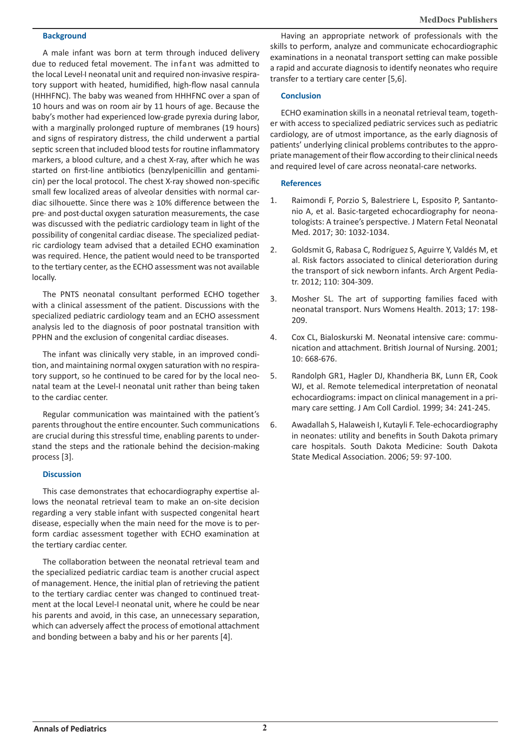## Background

A male infant was born at term through induced delivery due to reduced fetal movement. The infant was admitted to the local Level-I neonatal unit and required non-invasive respiratory support with heated, humidified, high-flow nasal cannula (HHHFNC). The baby was weaned from HHHFNC over a span of 10 hours and was on room air by 11 hours of age. Because the baby's mother had experienced low-grade pyrexia during labor, with a marginally prolonged rupture of membranes (19 hours) and signs of respiratory distress, the child underwent a partial septic screen that included blood tests for routine inflammatory markers, a blood culture, and a chest X-ray, after which he was started on first-line antibiotics (benzylpenicillin and gentamicin) per the local protocol. The chest X-ray showed non-specific small few localized areas of alveolar densities with normal cardiac silhouette. Since there was ≥ 10% difference between the pre- and post-ductal oxygen saturation measurements, the case was discussed with the pediatric cardiology team in light of the possibility of congenital cardiac disease. The specialized pediatric cardiology team advised that a detailed ECHO examination was required. Hence, the patient would need to be transported to the tertiary center, as the ECHO assessment was not available locally.

The PNTS neonatal consultant performed ECHO together with a clinical assessment of the patient. Discussions with the specialized pediatric cardiology team and an ECHO assessment analysis led to the diagnosis of poor postnatal transition with PPHN and the exclusion of congenital cardiac diseases.

The infant was clinically very stable, in an improved condition, and maintaining normal oxygen saturation with no respiratory support, so he continued to be cared for by the local neonatal team at the Level-I neonatal unit rather than being taken to the cardiac center.

Regular communication was maintained with the patient's parents throughout the entire encounter. Such communications are crucial during this stressful time, enabling parents to understand the steps and the rationale behind the decision-making process [3].

## Discussion

This case demonstrates that echocardiography expertise allows the neonatal retrieval team to make an on-site decision regarding a very stable infant with suspected congenital heart disease, especially when the main need for the move is to perform cardiac assessment together with ECHO examination at the tertiary cardiac center.

The collaboration between the neonatal retrieval team and the specialized pediatric cardiac team is another crucial aspect of management. Hence, the initial plan of retrieving the patient to the tertiary cardiac center was changed to continued treatment at the local Level-I neonatal unit, where he could be near his parents and avoid, in this case, an unnecessary separation, which can adversely affect the process of emotional attachment and bonding between a baby and his or her parents [4].

Having an appropriate network of professionals with the skills to perform, analyze and communicate echocardiographic examinations in a neonatal transport setting can make possible a rapid and accurate diagnosis to identify neonates who require transfer to a tertiary care center [5,6].

## Conclusion

ECHO examination skills in a neonatal retrieval team, together with access to specialized pediatric services such as pediatric cardiology, are of utmost importance, as the early diagnosis of patients' underlying clinical problems contributes to the appropriate management of their flow according to their clinical needs and required level of care across neonatal-care networks.

## References

1. Raimondi F, Porzio S, Balestriere L, Esposito P, Santantonio A, et al. Basic-targeted echocardiography for neonatologists: A trainee's perspective. J Matern Fetal Neonatal Med. 2017; 30: 1032-1034.
2. Goldsmit G, Rabasa C, Rodríguez S, Aguirre Y, Valdés M, et al. Risk factors associated to clinical deterioration during the transport of sick newborn infants. Arch Argent Pediatr. 2012; 110: 304-309.
3. Mosher SL. The art of supporting families faced with neonatal transport. Nurs Womens Health. 2013; 17: 198-209.
4. Cox CL, Bialoskurski M. Neonatal intensive care: communication and attachment. British Journal of Nursing. 2001; 10: 668-676.
5. Randolph GR1, Hagler DJ, Khandheria BK, Lunn ER, Cook WJ, et al. Remote telemedical interpretation of neonatal echocardiograms: impact on clinical management in a primary care setting. J Am Coll Cardiol. 1999; 34: 241-245.
6. Awadallah S, Halaweish I, Kutayli F. Tele-echocardiography in neonates: utility and benefits in South Dakota primary care hospitals. South Dakota Medicine: South Dakota State Medical Association. 2006; 59: 97-100.